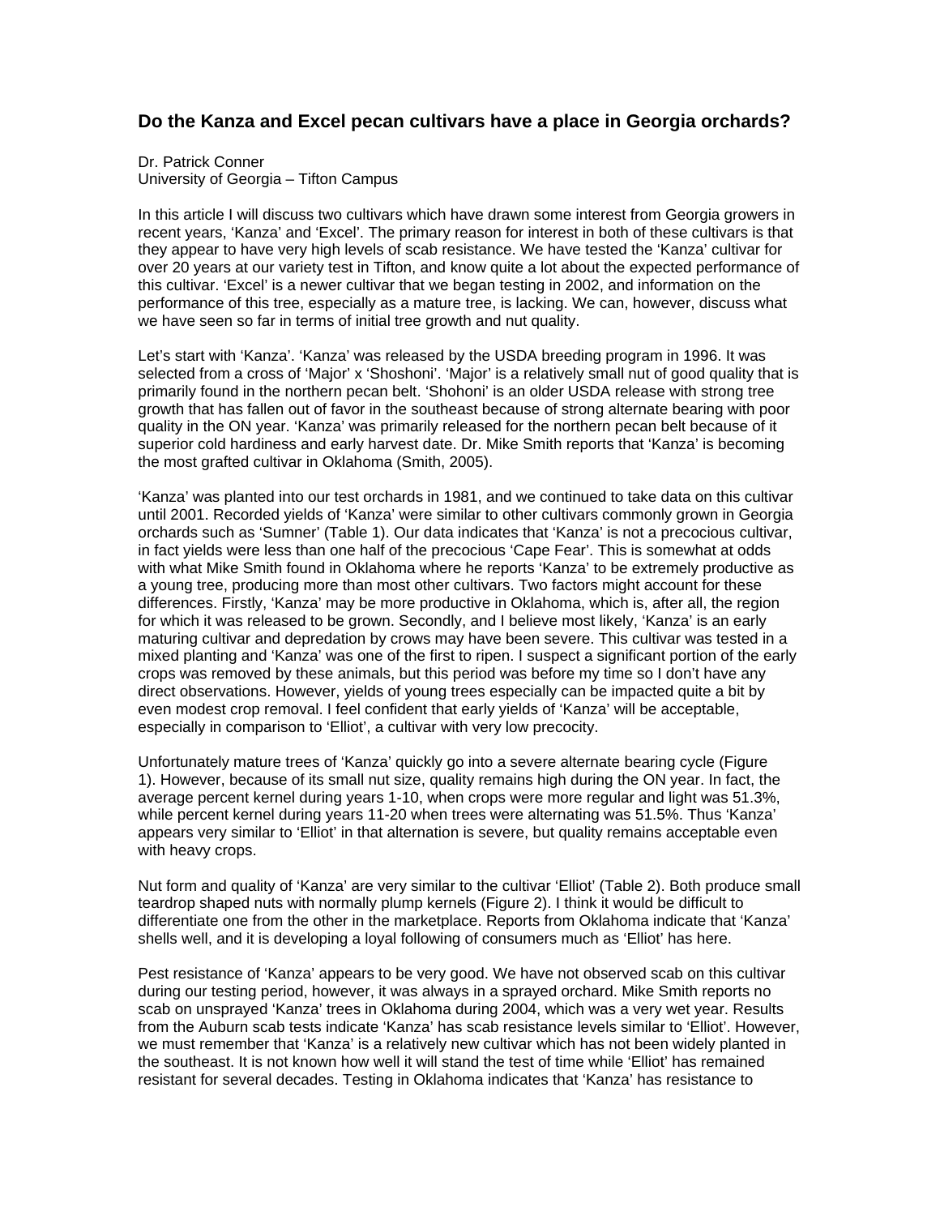## Do the Kanza and Excel pecan cultivars have a place in Georgia orchards?

Dr. Patrick Conner
University of Georgia – Tifton Campus

In this article I will discuss two cultivars which have drawn some interest from Georgia growers in recent years, 'Kanza' and 'Excel'. The primary reason for interest in both of these cultivars is that they appear to have very high levels of scab resistance. We have tested the 'Kanza' cultivar for over 20 years at our variety test in Tifton, and know quite a lot about the expected performance of this cultivar. 'Excel' is a newer cultivar that we began testing in 2002, and information on the performance of this tree, especially as a mature tree, is lacking. We can, however, discuss what we have seen so far in terms of initial tree growth and nut quality.

Let's start with 'Kanza'. 'Kanza' was released by the USDA breeding program in 1996. It was selected from a cross of 'Major' x 'Shoshoni'. 'Major' is a relatively small nut of good quality that is primarily found in the northern pecan belt. 'Shohoni' is an older USDA release with strong tree growth that has fallen out of favor in the southeast because of strong alternate bearing with poor quality in the ON year. 'Kanza' was primarily released for the northern pecan belt because of it superior cold hardiness and early harvest date. Dr. Mike Smith reports that 'Kanza' is becoming the most grafted cultivar in Oklahoma (Smith, 2005).

'Kanza' was planted into our test orchards in 1981, and we continued to take data on this cultivar until 2001. Recorded yields of 'Kanza' were similar to other cultivars commonly grown in Georgia orchards such as 'Sumner' (Table 1). Our data indicates that 'Kanza' is not a precocious cultivar, in fact yields were less than one half of the precocious 'Cape Fear'. This is somewhat at odds with what Mike Smith found in Oklahoma where he reports 'Kanza' to be extremely productive as a young tree, producing more than most other cultivars. Two factors might account for these differences. Firstly, 'Kanza' may be more productive in Oklahoma, which is, after all, the region for which it was released to be grown. Secondly, and I believe most likely, 'Kanza' is an early maturing cultivar and depredation by crows may have been severe. This cultivar was tested in a mixed planting and 'Kanza' was one of the first to ripen. I suspect a significant portion of the early crops was removed by these animals, but this period was before my time so I don't have any direct observations. However, yields of young trees especially can be impacted quite a bit by even modest crop removal. I feel confident that early yields of 'Kanza' will be acceptable, especially in comparison to 'Elliot', a cultivar with very low precocity.

Unfortunately mature trees of 'Kanza' quickly go into a severe alternate bearing cycle (Figure 1). However, because of its small nut size, quality remains high during the ON year. In fact, the average percent kernel during years 1-10, when crops were more regular and light was 51.3%, while percent kernel during years 11-20 when trees were alternating was 51.5%. Thus 'Kanza' appears very similar to 'Elliot' in that alternation is severe, but quality remains acceptable even with heavy crops.

Nut form and quality of 'Kanza' are very similar to the cultivar 'Elliot' (Table 2). Both produce small teardrop shaped nuts with normally plump kernels (Figure 2). I think it would be difficult to differentiate one from the other in the marketplace. Reports from Oklahoma indicate that 'Kanza' shells well, and it is developing a loyal following of consumers much as 'Elliot' has here.

Pest resistance of 'Kanza' appears to be very good. We have not observed scab on this cultivar during our testing period, however, it was always in a sprayed orchard. Mike Smith reports no scab on unsprayed 'Kanza' trees in Oklahoma during 2004, which was a very wet year. Results from the Auburn scab tests indicate 'Kanza' has scab resistance levels similar to 'Elliot'. However, we must remember that 'Kanza' is a relatively new cultivar which has not been widely planted in the southeast. It is not known how well it will stand the test of time while 'Elliot' has remained resistant for several decades. Testing in Oklahoma indicates that 'Kanza' has resistance to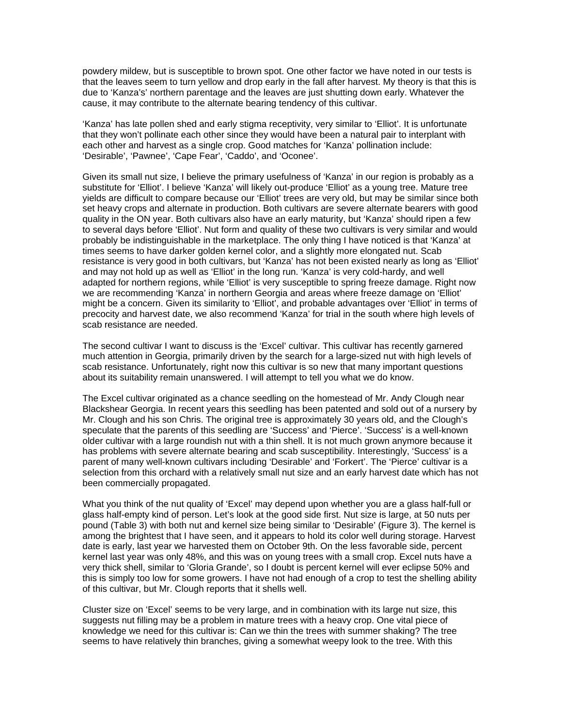powdery mildew, but is susceptible to brown spot. One other factor we have noted in our tests is that the leaves seem to turn yellow and drop early in the fall after harvest. My theory is that this is due to 'Kanza's' northern parentage and the leaves are just shutting down early. Whatever the cause, it may contribute to the alternate bearing tendency of this cultivar.

'Kanza' has late pollen shed and early stigma receptivity, very similar to 'Elliot'. It is unfortunate that they won't pollinate each other since they would have been a natural pair to interplant with each other and harvest as a single crop. Good matches for 'Kanza' pollination include: 'Desirable', 'Pawnee', 'Cape Fear', 'Caddo', and 'Oconee'.

Given its small nut size, I believe the primary usefulness of 'Kanza' in our region is probably as a substitute for 'Elliot'. I believe 'Kanza' will likely out-produce 'Elliot' as a young tree. Mature tree yields are difficult to compare because our 'Elliot' trees are very old, but may be similar since both set heavy crops and alternate in production. Both cultivars are severe alternate bearers with good quality in the ON year. Both cultivars also have an early maturity, but 'Kanza' should ripen a few to several days before 'Elliot'. Nut form and quality of these two cultivars is very similar and would probably be indistinguishable in the marketplace. The only thing I have noticed is that 'Kanza' at times seems to have darker golden kernel color, and a slightly more elongated nut. Scab resistance is very good in both cultivars, but 'Kanza' has not been existed nearly as long as 'Elliot' and may not hold up as well as 'Elliot' in the long run. 'Kanza' is very cold-hardy, and well adapted for northern regions, while 'Elliot' is very susceptible to spring freeze damage. Right now we are recommending 'Kanza' in northern Georgia and areas where freeze damage on 'Elliot' might be a concern. Given its similarity to 'Elliot', and probable advantages over 'Elliot' in terms of precocity and harvest date, we also recommend 'Kanza' for trial in the south where high levels of scab resistance are needed.

The second cultivar I want to discuss is the 'Excel' cultivar. This cultivar has recently garnered much attention in Georgia, primarily driven by the search for a large-sized nut with high levels of scab resistance. Unfortunately, right now this cultivar is so new that many important questions about its suitability remain unanswered. I will attempt to tell you what we do know.

The Excel cultivar originated as a chance seedling on the homestead of Mr. Andy Clough near Blackshear Georgia. In recent years this seedling has been patented and sold out of a nursery by Mr. Clough and his son Chris. The original tree is approximately 30 years old, and the Clough's speculate that the parents of this seedling are 'Success' and 'Pierce'. 'Success' is a well-known older cultivar with a large roundish nut with a thin shell. It is not much grown anymore because it has problems with severe alternate bearing and scab susceptibility. Interestingly, 'Success' is a parent of many well-known cultivars including 'Desirable' and 'Forkert'. The 'Pierce' cultivar is a selection from this orchard with a relatively small nut size and an early harvest date which has not been commercially propagated.

What you think of the nut quality of 'Excel' may depend upon whether you are a glass half-full or glass half-empty kind of person. Let's look at the good side first. Nut size is large, at 50 nuts per pound (Table 3) with both nut and kernel size being similar to 'Desirable' (Figure 3). The kernel is among the brightest that I have seen, and it appears to hold its color well during storage. Harvest date is early, last year we harvested them on October 9th. On the less favorable side, percent kernel last year was only 48%, and this was on young trees with a small crop. Excel nuts have a very thick shell, similar to 'Gloria Grande', so I doubt is percent kernel will ever eclipse 50% and this is simply too low for some growers. I have not had enough of a crop to test the shelling ability of this cultivar, but Mr. Clough reports that it shells well.

Cluster size on 'Excel' seems to be very large, and in combination with its large nut size, this suggests nut filling may be a problem in mature trees with a heavy crop. One vital piece of knowledge we need for this cultivar is: Can we thin the trees with summer shaking? The tree seems to have relatively thin branches, giving a somewhat weepy look to the tree. With this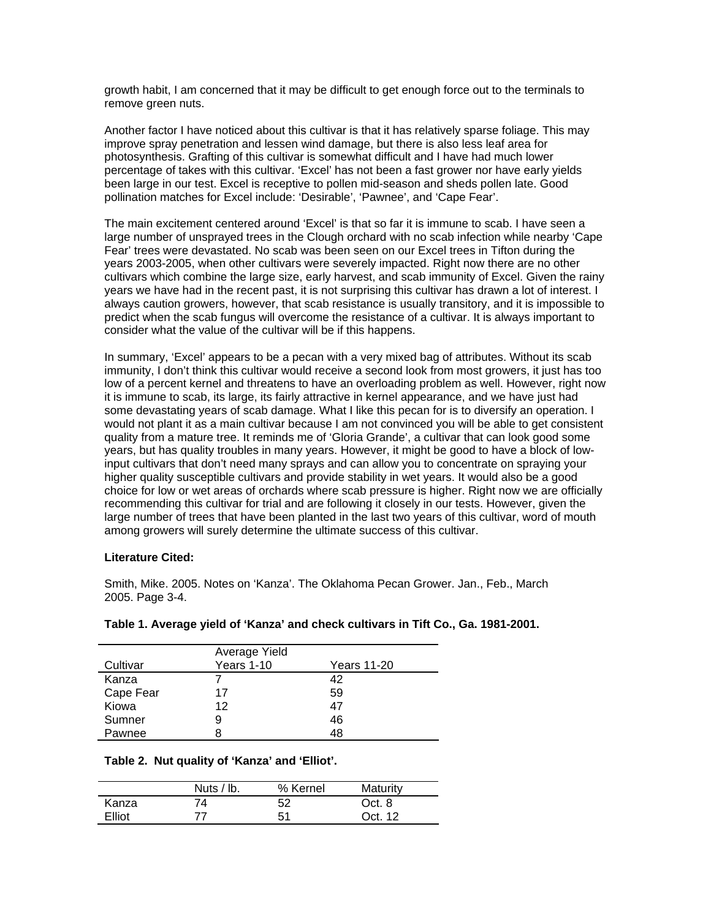growth habit, I am concerned that it may be difficult to get enough force out to the terminals to remove green nuts.

Another factor I have noticed about this cultivar is that it has relatively sparse foliage. This may improve spray penetration and lessen wind damage, but there is also less leaf area for photosynthesis. Grafting of this cultivar is somewhat difficult and I have had much lower percentage of takes with this cultivar. 'Excel' has not been a fast grower nor have early yields been large in our test. Excel is receptive to pollen mid-season and sheds pollen late. Good pollination matches for Excel include: 'Desirable', 'Pawnee', and 'Cape Fear'.

The main excitement centered around 'Excel' is that so far it is immune to scab. I have seen a large number of unsprayed trees in the Clough orchard with no scab infection while nearby 'Cape Fear' trees were devastated. No scab was been seen on our Excel trees in Tifton during the years 2003-2005, when other cultivars were severely impacted. Right now there are no other cultivars which combine the large size, early harvest, and scab immunity of Excel. Given the rainy years we have had in the recent past, it is not surprising this cultivar has drawn a lot of interest. I always caution growers, however, that scab resistance is usually transitory, and it is impossible to predict when the scab fungus will overcome the resistance of a cultivar. It is always important to consider what the value of the cultivar will be if this happens.

In summary, 'Excel' appears to be a pecan with a very mixed bag of attributes. Without its scab immunity, I don't think this cultivar would receive a second look from most growers, it just has too low of a percent kernel and threatens to have an overloading problem as well. However, right now it is immune to scab, its large, its fairly attractive in kernel appearance, and we have just had some devastating years of scab damage. What I like this pecan for is to diversify an operation. I would not plant it as a main cultivar because I am not convinced you will be able to get consistent quality from a mature tree. It reminds me of 'Gloria Grande', a cultivar that can look good some years, but has quality troubles in many years. However, it might be good to have a block of low-input cultivars that don't need many sprays and can allow you to concentrate on spraying your higher quality susceptible cultivars and provide stability in wet years. It would also be a good choice for low or wet areas of orchards where scab pressure is higher. Right now we are officially recommending this cultivar for trial and are following it closely in our tests. However, given the large number of trees that have been planted in the last two years of this cultivar, word of mouth among growers will surely determine the ultimate success of this cultivar.

**Literature Cited:**

Smith, Mike. 2005. Notes on 'Kanza'. The Oklahoma Pecan Grower. Jan., Feb., March 2005. Page 3-4.

**Table 1. Average yield of 'Kanza' and check cultivars in Tift Co., Ga. 1981-2001.**

| Cultivar | Average Yield Years 1-10 | Years 11-20 |
|---|---|---|
| Kanza | 7 | 42 |
| Cape Fear | 17 | 59 |
| Kiowa | 12 | 47 |
| Sumner | 9 | 46 |
| Pawnee | 8 | 48 |

**Table 2. Nut quality of 'Kanza' and 'Elliot'.**

| | Nuts / lb. | % Kernel | Maturity |
|---|---|---|---|
| Kanza | 74 | 52 | Oct. 8 |
| Elliot | 77 | 51 | Oct. 12 |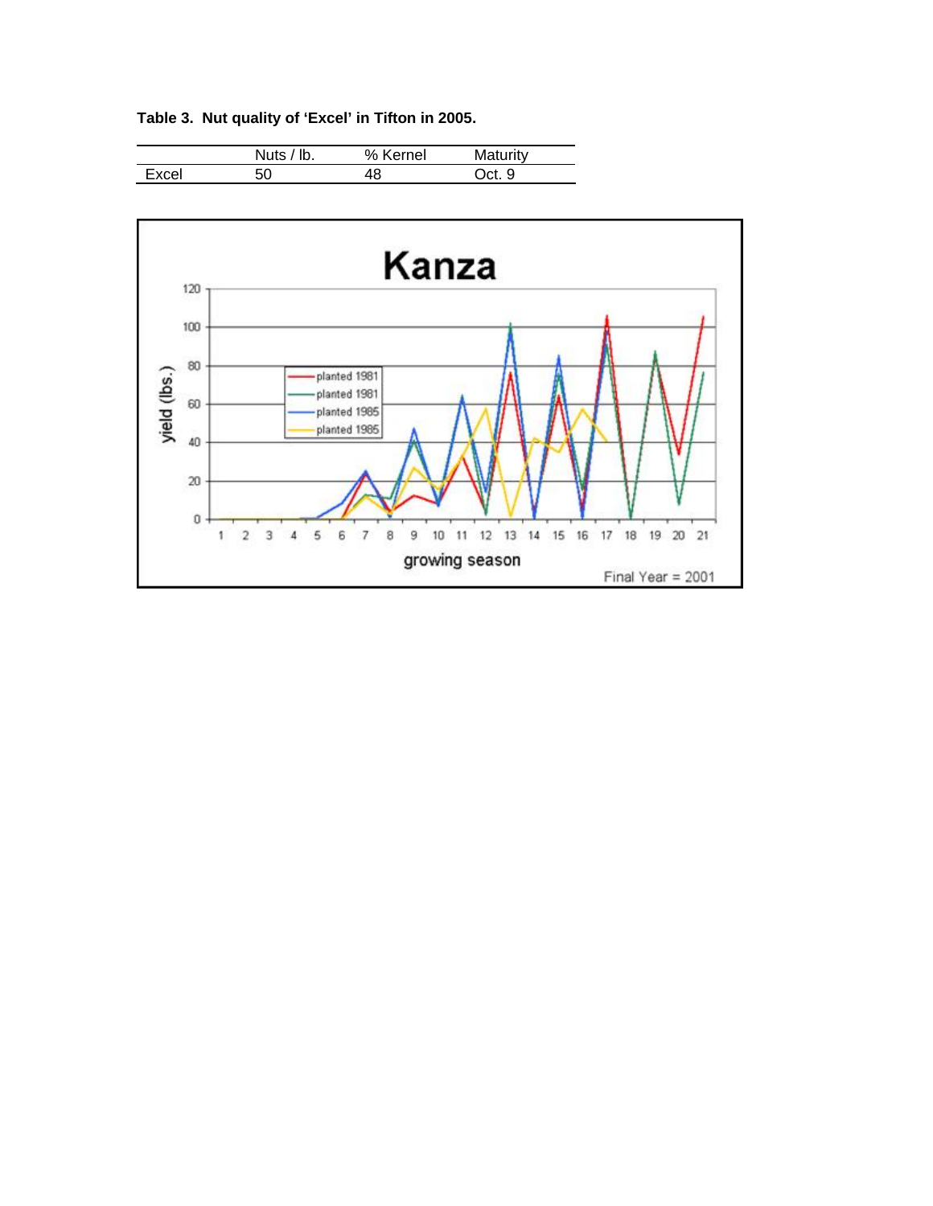**Table 3. Nut quality of 'Excel' in Tifton in 2005.**

| | Nuts / lb. | % Kernel | Maturity |
|---|---|---|---|
| Excel | 50 | 48 | Oct. 9 |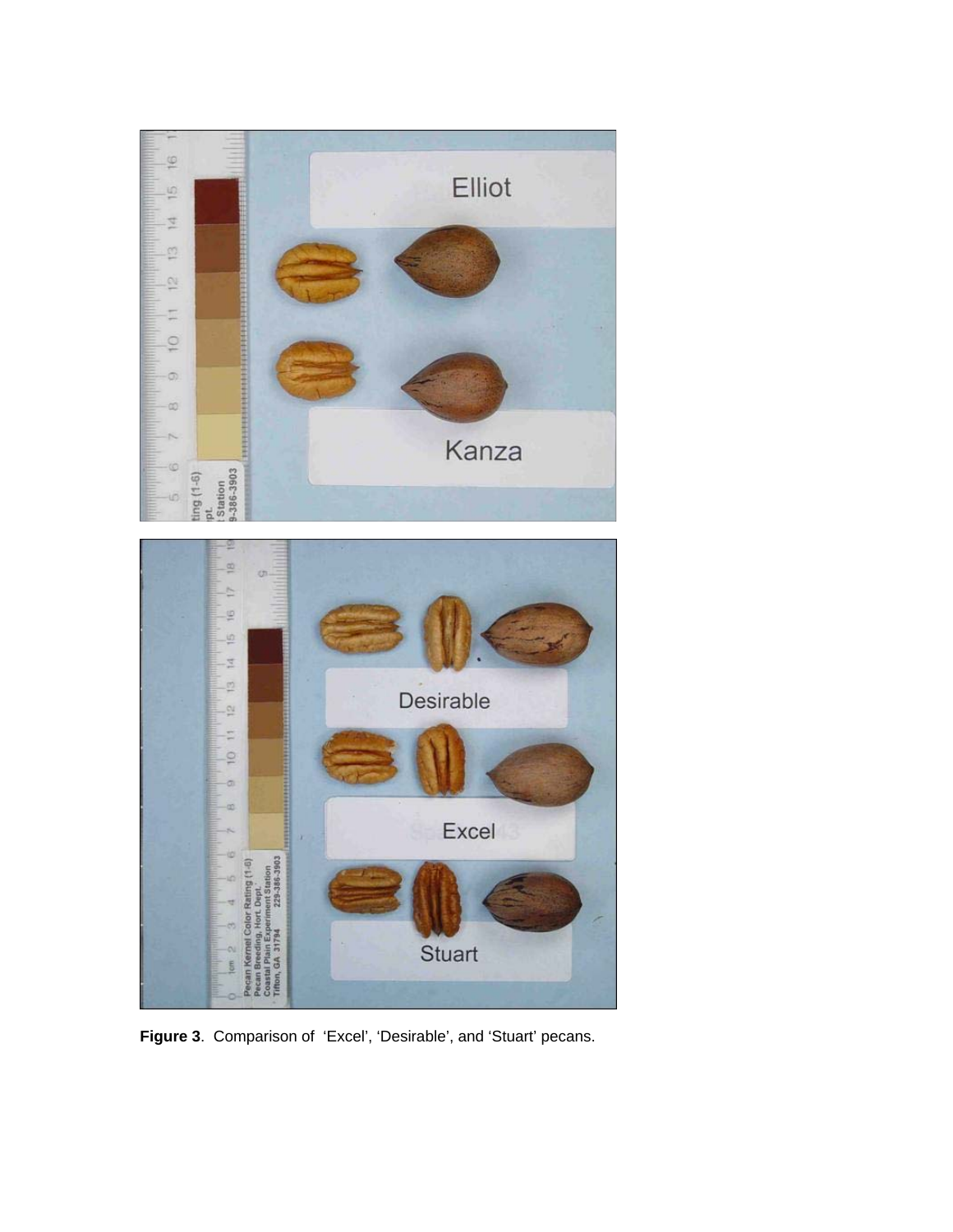Elliot

Kanza

Desirable

Excel

Stuart

**Figure 3**. Comparison of 'Excel', 'Desirable', and 'Stuart' pecans.